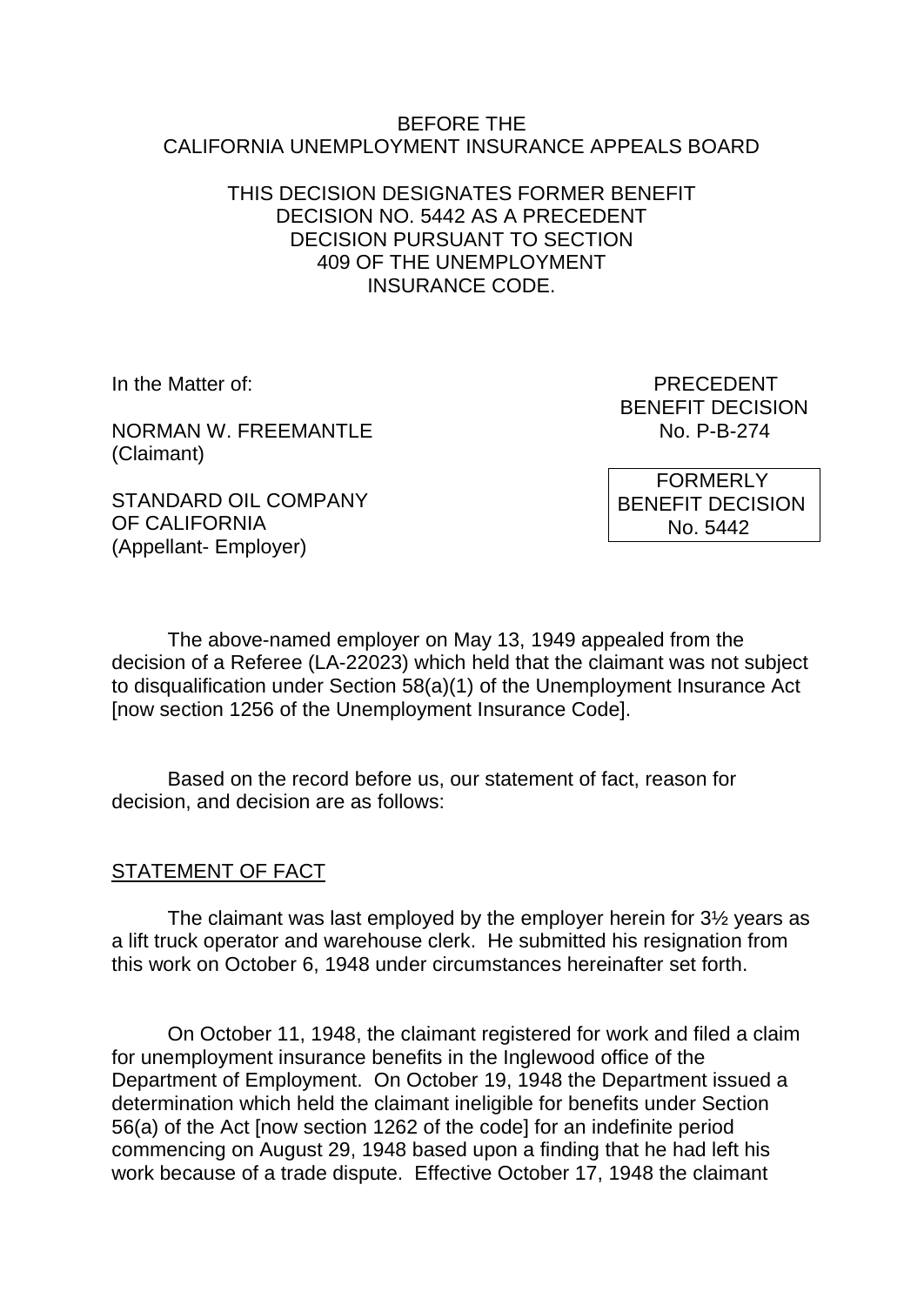BEFORE THE
CALIFORNIA UNEMPLOYMENT INSURANCE APPEALS BOARD

THIS DECISION DESIGNATES FORMER BENEFIT DECISION NO. 5442 AS A PRECEDENT DECISION PURSUANT TO SECTION 409 OF THE UNEMPLOYMENT INSURANCE CODE.

In the Matter of:

NORMAN W. FREEMANTLE
(Claimant)

STANDARD OIL COMPANY
OF CALIFORNIA
(Appellant- Employer)

PRECEDENT
BENEFIT DECISION
No. P-B-274

FORMERLY
BENEFIT DECISION
No. 5442

The above-named employer on May 13, 1949 appealed from the decision of a Referee (LA-22023) which held that the claimant was not subject to disqualification under Section 58(a)(1) of the Unemployment Insurance Act [now section 1256 of the Unemployment Insurance Code].

Based on the record before us, our statement of fact, reason for decision, and decision are as follows:

STATEMENT OF FACT

The claimant was last employed by the employer herein for 3½ years as a lift truck operator and warehouse clerk. He submitted his resignation from this work on October 6, 1948 under circumstances hereinafter set forth.

On October 11, 1948, the claimant registered for work and filed a claim for unemployment insurance benefits in the Inglewood office of the Department of Employment. On October 19, 1948 the Department issued a determination which held the claimant ineligible for benefits under Section 56(a) of the Act [now section 1262 of the code] for an indefinite period commencing on August 29, 1948 based upon a finding that he had left his work because of a trade dispute. Effective October 17, 1948 the claimant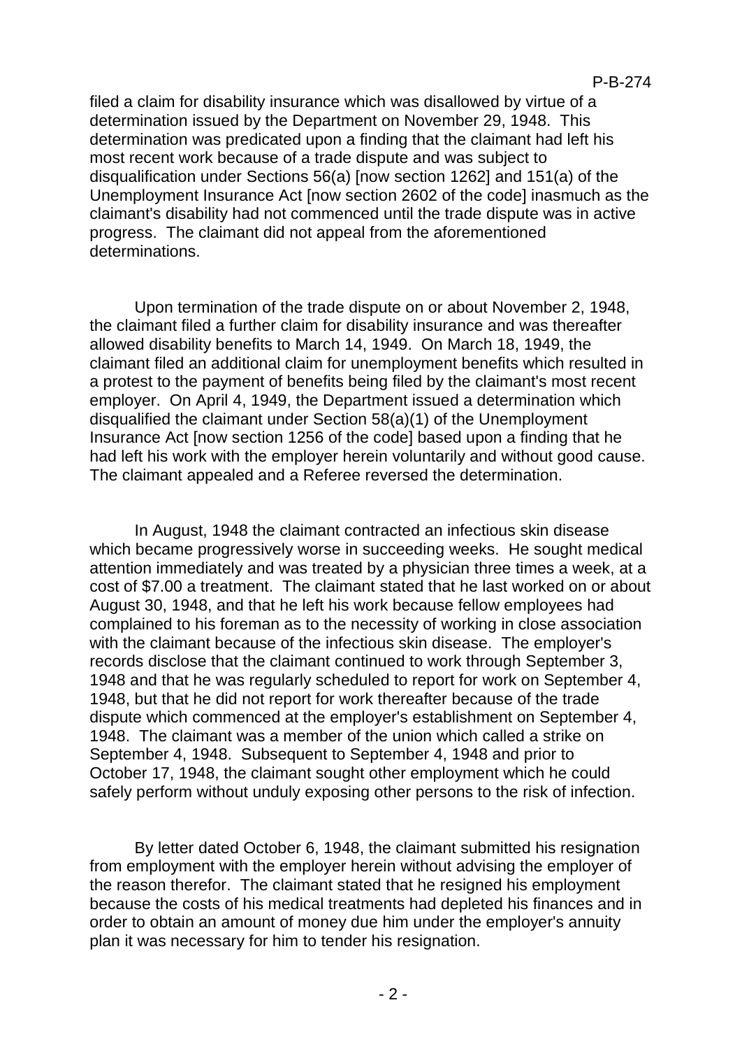filed a claim for disability insurance which was disallowed by virtue of a determination issued by the Department on November 29, 1948. This determination was predicated upon a finding that the claimant had left his most recent work because of a trade dispute and was subject to disqualification under Sections 56(a) [now section 1262] and 151(a) of the Unemployment Insurance Act [now section 2602 of the code] inasmuch as the claimant's disability had not commenced until the trade dispute was in active progress. The claimant did not appeal from the aforementioned determinations.

Upon termination of the trade dispute on or about November 2, 1948, the claimant filed a further claim for disability insurance and was thereafter allowed disability benefits to March 14, 1949. On March 18, 1949, the claimant filed an additional claim for unemployment benefits which resulted in a protest to the payment of benefits being filed by the claimant's most recent employer. On April 4, 1949, the Department issued a determination which disqualified the claimant under Section 58(a)(1) of the Unemployment Insurance Act [now section 1256 of the code] based upon a finding that he had left his work with the employer herein voluntarily and without good cause. The claimant appealed and a Referee reversed the determination.

In August, 1948 the claimant contracted an infectious skin disease which became progressively worse in succeeding weeks. He sought medical attention immediately and was treated by a physician three times a week, at a cost of $7.00 a treatment. The claimant stated that he last worked on or about August 30, 1948, and that he left his work because fellow employees had complained to his foreman as to the necessity of working in close association with the claimant because of the infectious skin disease. The employer's records disclose that the claimant continued to work through September 3, 1948 and that he was regularly scheduled to report for work on September 4, 1948, but that he did not report for work thereafter because of the trade dispute which commenced at the employer's establishment on September 4, 1948. The claimant was a member of the union which called a strike on September 4, 1948. Subsequent to September 4, 1948 and prior to October 17, 1948, the claimant sought other employment which he could safely perform without unduly exposing other persons to the risk of infection.

By letter dated October 6, 1948, the claimant submitted his resignation from employment with the employer herein without advising the employer of the reason therefor. The claimant stated that he resigned his employment because the costs of his medical treatments had depleted his finances and in order to obtain an amount of money due him under the employer's annuity plan it was necessary for him to tender his resignation.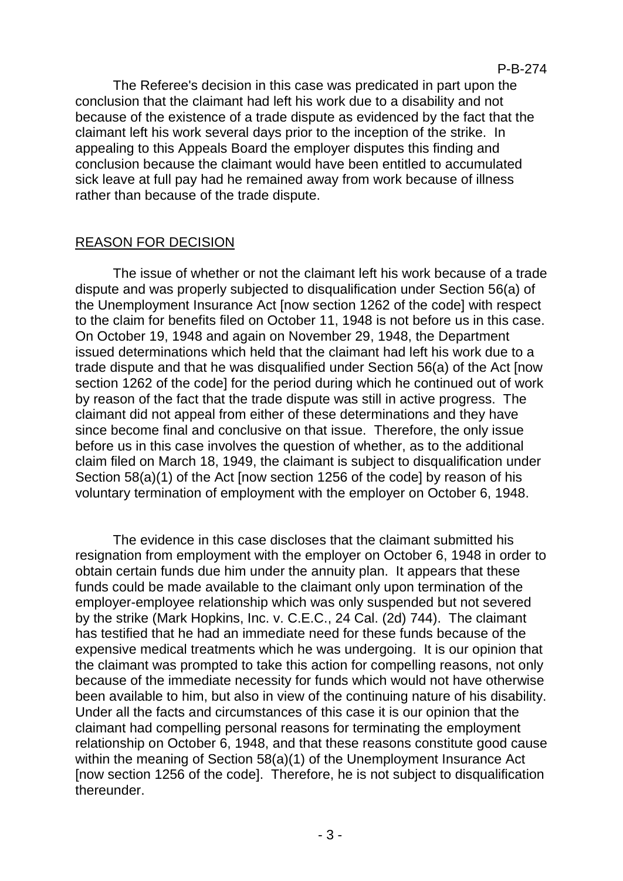The Referee's decision in this case was predicated in part upon the conclusion that the claimant had left his work due to a disability and not because of the existence of a trade dispute as evidenced by the fact that the claimant left his work several days prior to the inception of the strike. In appealing to this Appeals Board the employer disputes this finding and conclusion because the claimant would have been entitled to accumulated sick leave at full pay had he remained away from work because of illness rather than because of the trade dispute.

## REASON FOR DECISION

The issue of whether or not the claimant left his work because of a trade dispute and was properly subjected to disqualification under Section 56(a) of the Unemployment Insurance Act [now section 1262 of the code] with respect to the claim for benefits filed on October 11, 1948 is not before us in this case. On October 19, 1948 and again on November 29, 1948, the Department issued determinations which held that the claimant had left his work due to a trade dispute and that he was disqualified under Section 56(a) of the Act [now section 1262 of the code] for the period during which he continued out of work by reason of the fact that the trade dispute was still in active progress. The claimant did not appeal from either of these determinations and they have since become final and conclusive on that issue. Therefore, the only issue before us in this case involves the question of whether, as to the additional claim filed on March 18, 1949, the claimant is subject to disqualification under Section 58(a)(1) of the Act [now section 1256 of the code] by reason of his voluntary termination of employment with the employer on October 6, 1948.

The evidence in this case discloses that the claimant submitted his resignation from employment with the employer on October 6, 1948 in order to obtain certain funds due him under the annuity plan. It appears that these funds could be made available to the claimant only upon termination of the employer-employee relationship which was only suspended but not severed by the strike (Mark Hopkins, Inc. v. C.E.C., 24 Cal. (2d) 744). The claimant has testified that he had an immediate need for these funds because of the expensive medical treatments which he was undergoing. It is our opinion that the claimant was prompted to take this action for compelling reasons, not only because of the immediate necessity for funds which would not have otherwise been available to him, but also in view of the continuing nature of his disability. Under all the facts and circumstances of this case it is our opinion that the claimant had compelling personal reasons for terminating the employment relationship on October 6, 1948, and that these reasons constitute good cause within the meaning of Section 58(a)(1) of the Unemployment Insurance Act [now section 1256 of the code]. Therefore, he is not subject to disqualification thereunder.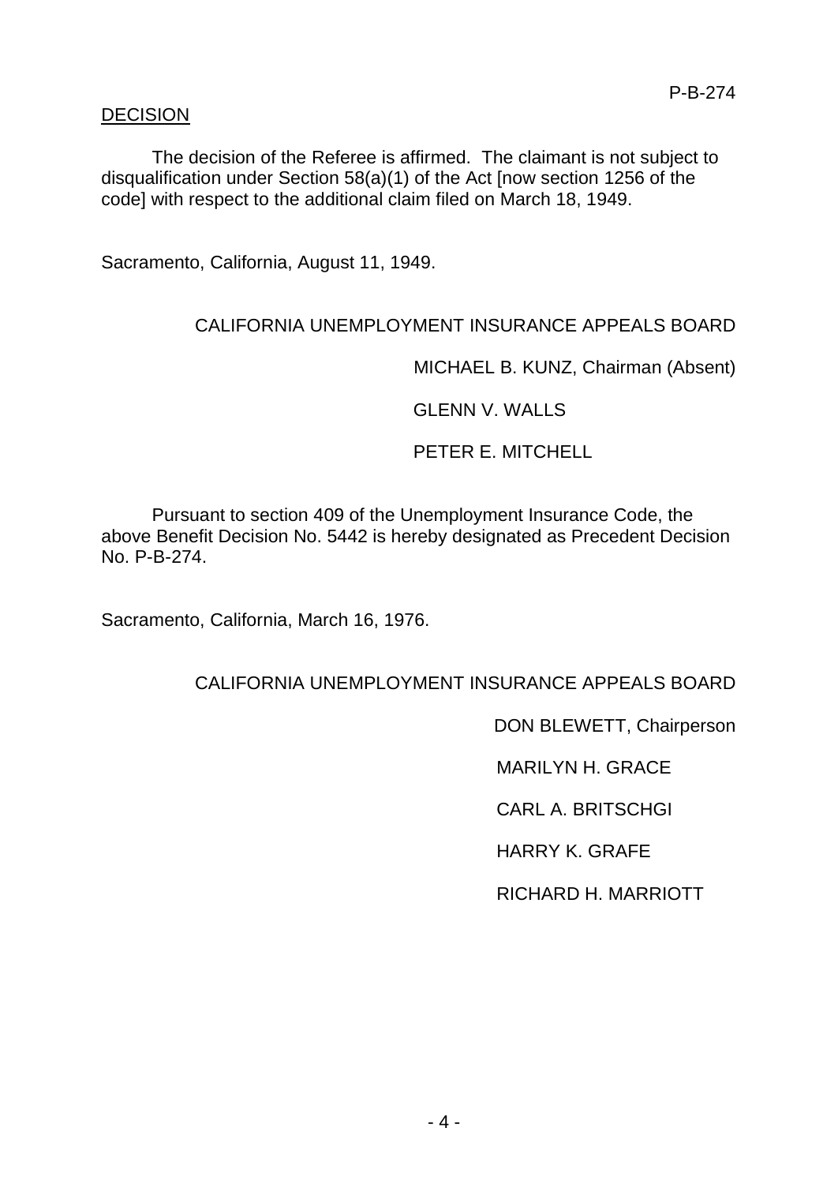P-B-274

<u>DECISION</u>

The decision of the Referee is affirmed. The claimant is not subject to disqualification under Section 58(a)(1) of the Act [now section 1256 of the code] with respect to the additional claim filed on March 18, 1949.

Sacramento, California, August 11, 1949.

CALIFORNIA UNEMPLOYMENT INSURANCE APPEALS BOARD

MICHAEL B. KUNZ, Chairman (Absent)

GLENN V. WALLS

PETER E. MITCHELL

Pursuant to section 409 of the Unemployment Insurance Code, the above Benefit Decision No. 5442 is hereby designated as Precedent Decision No. P-B-274.

Sacramento, California, March 16, 1976.

CALIFORNIA UNEMPLOYMENT INSURANCE APPEALS BOARD

DON BLEWETT, Chairperson

MARILYN H. GRACE

CARL A. BRITSCHGI

HARRY K. GRAFE

RICHARD H. MARRIOTT